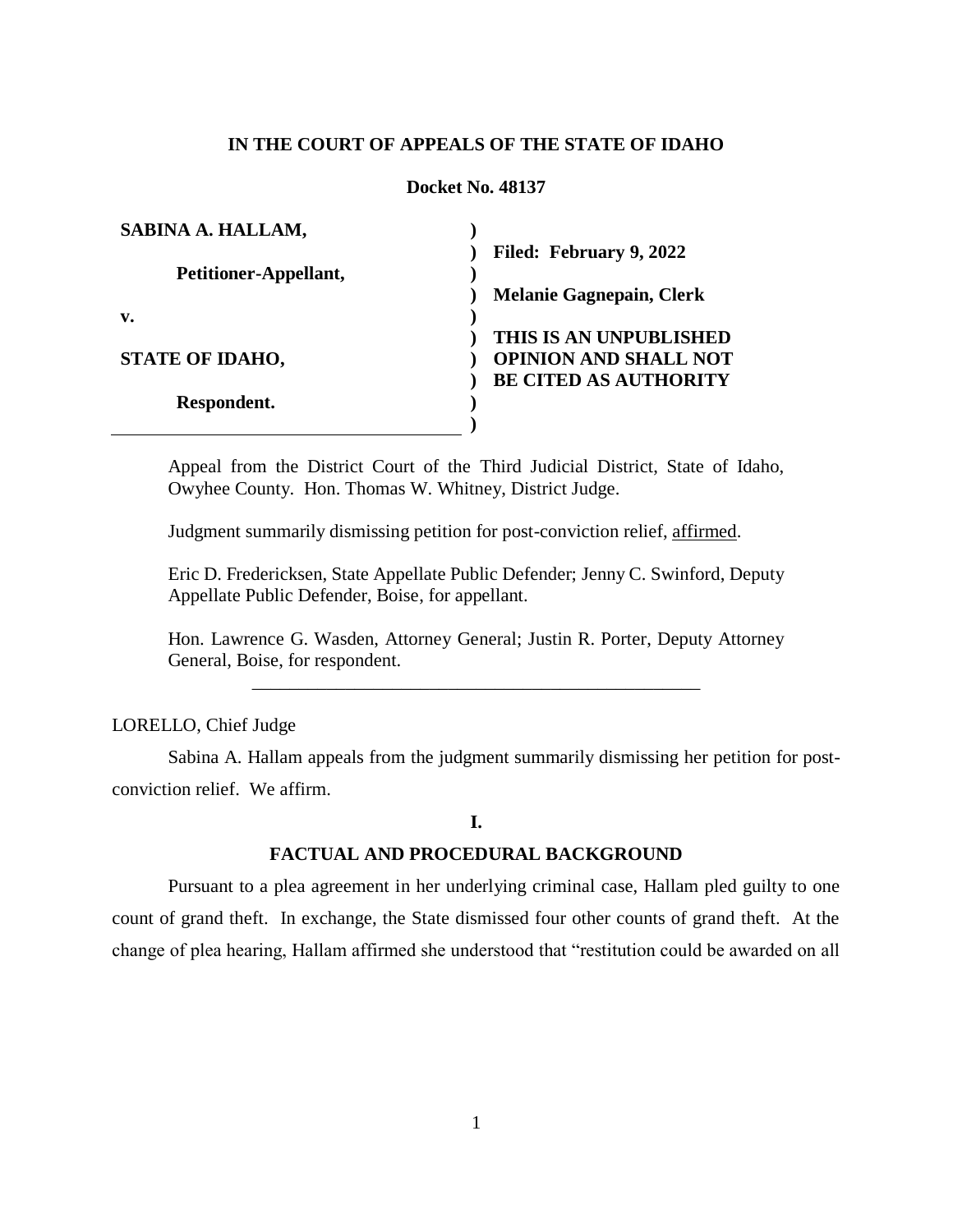**IN THE COURT OF APPEALS OF THE STATE OF IDAHO**

**Docket No. 48137**

| | |
|---|---|
| **SABINA A. HALLAM,** | **Filed: February 9, 2022** |
| **Petitioner-Appellant,** | **Melanie Gagnepain, Clerk** |
| **v.** | **THIS IS AN UNPUBLISHED OPINION AND SHALL NOT BE CITED AS AUTHORITY** |
| **STATE OF IDAHO,** | |
| **Respondent.** | |

Appeal from the District Court of the Third Judicial District, State of Idaho, Owyhee County. Hon. Thomas W. Whitney, District Judge.

Judgment summarily dismissing petition for post-conviction relief, affirmed.

Eric D. Fredericksen, State Appellate Public Defender; Jenny C. Swinford, Deputy Appellate Public Defender, Boise, for appellant.

Hon. Lawrence G. Wasden, Attorney General; Justin R. Porter, Deputy Attorney General, Boise, for respondent.

---

LORELLO, Chief Judge

Sabina A. Hallam appeals from the judgment summarily dismissing her petition for post-conviction relief. We affirm.

## I.

## FACTUAL AND PROCEDURAL BACKGROUND

Pursuant to a plea agreement in her underlying criminal case, Hallam pled guilty to one count of grand theft. In exchange, the State dismissed four other counts of grand theft. At the change of plea hearing, Hallam affirmed she understood that "restitution could be awarded on all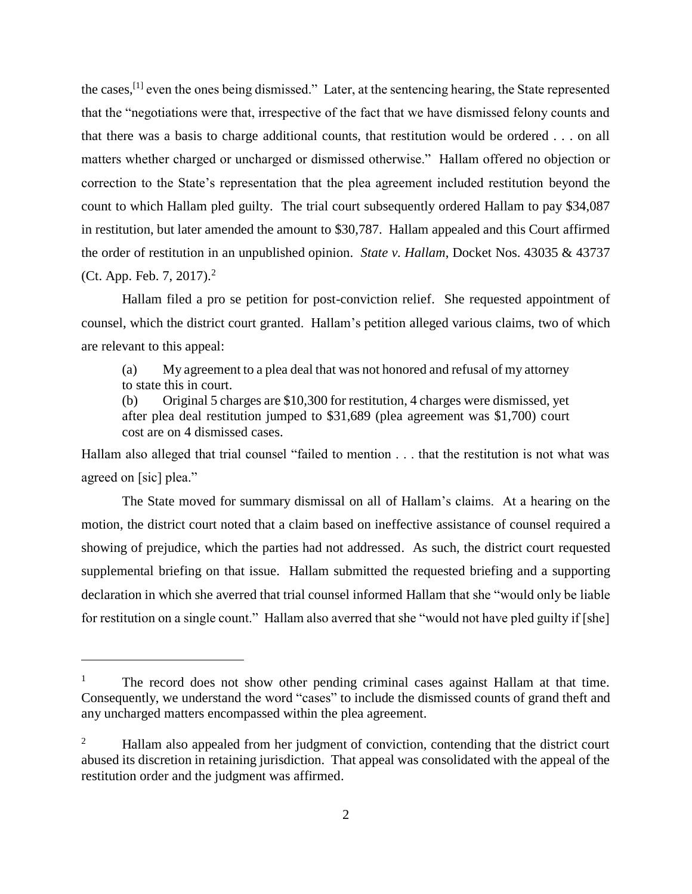the cases,[1] even the ones being dismissed." Later, at the sentencing hearing, the State represented that the "negotiations were that, irrespective of the fact that we have dismissed felony counts and that there was a basis to charge additional counts, that restitution would be ordered . . . on all matters whether charged or uncharged or dismissed otherwise." Hallam offered no objection or correction to the State's representation that the plea agreement included restitution beyond the count to which Hallam pled guilty. The trial court subsequently ordered Hallam to pay $34,087 in restitution, but later amended the amount to $30,787. Hallam appealed and this Court affirmed the order of restitution in an unpublished opinion. *State v. Hallam*, Docket Nos. 43035 & 43737 (Ct. App. Feb. 7, 2017).[2]

Hallam filed a pro se petition for post-conviction relief. She requested appointment of counsel, which the district court granted. Hallam's petition alleged various claims, two of which are relevant to this appeal:

> (a) My agreement to a plea deal that was not honored and refusal of my attorney to state this in court.
>
> (b) Original 5 charges are $10,300 for restitution, 4 charges were dismissed, yet after plea deal restitution jumped to $31,689 (plea agreement was $1,700) court cost are on 4 dismissed cases.

Hallam also alleged that trial counsel "failed to mention . . . that the restitution is not what was agreed on [sic] plea."

The State moved for summary dismissal on all of Hallam's claims. At a hearing on the motion, the district court noted that a claim based on ineffective assistance of counsel required a showing of prejudice, which the parties had not addressed. As such, the district court requested supplemental briefing on that issue. Hallam submitted the requested briefing and a supporting declaration in which she averred that trial counsel informed Hallam that she "would only be liable for restitution on a single count." Hallam also averred that she "would not have pled guilty if [she]

---

[1] The record does not show other pending criminal cases against Hallam at that time. Consequently, we understand the word "cases" to include the dismissed counts of grand theft and any uncharged matters encompassed within the plea agreement.

[2] Hallam also appealed from her judgment of conviction, contending that the district court abused its discretion in retaining jurisdiction. That appeal was consolidated with the appeal of the restitution order and the judgment was affirmed.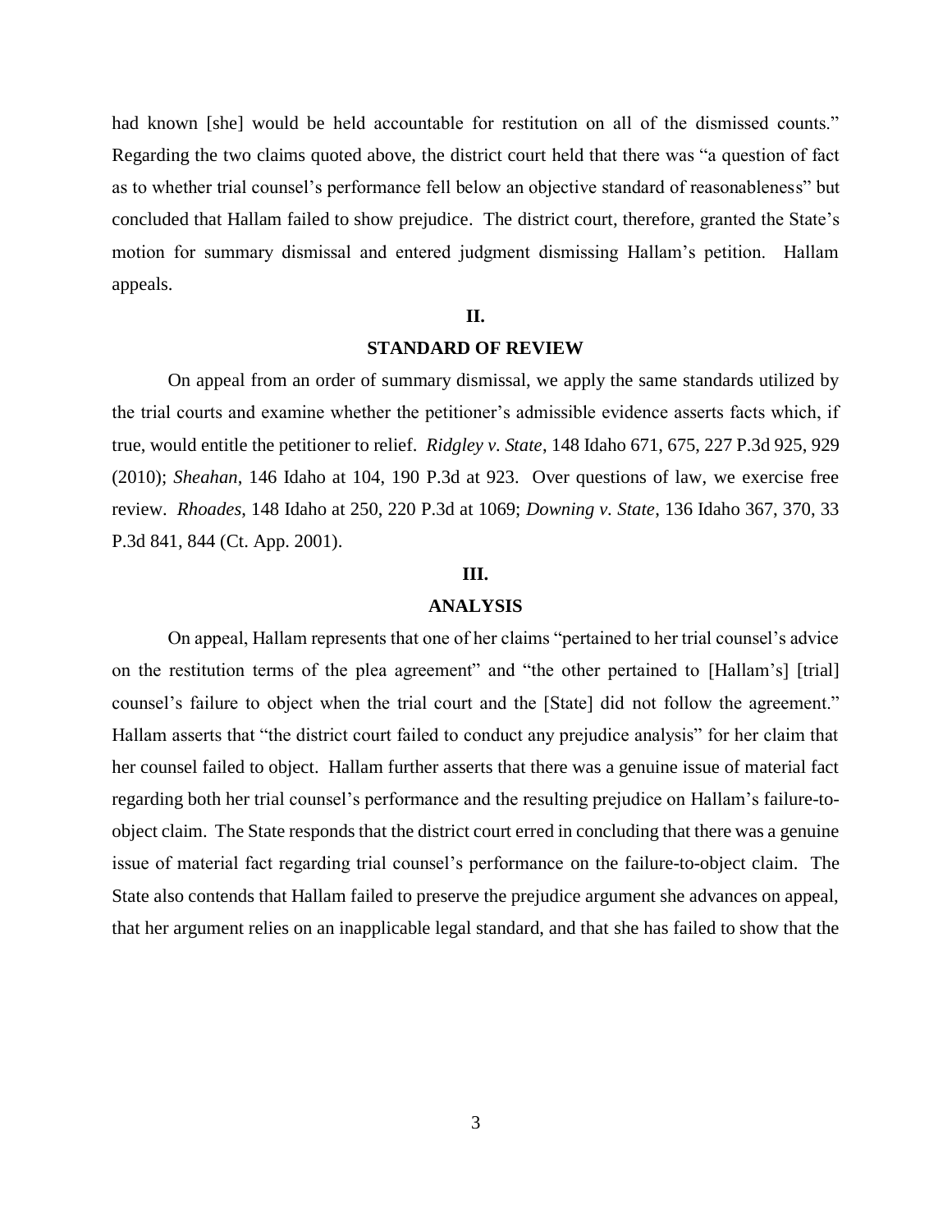had known [she] would be held accountable for restitution on all of the dismissed counts." Regarding the two claims quoted above, the district court held that there was "a question of fact as to whether trial counsel's performance fell below an objective standard of reasonableness" but concluded that Hallam failed to show prejudice. The district court, therefore, granted the State's motion for summary dismissal and entered judgment dismissing Hallam's petition. Hallam appeals.

## II.

## STANDARD OF REVIEW

On appeal from an order of summary dismissal, we apply the same standards utilized by the trial courts and examine whether the petitioner's admissible evidence asserts facts which, if true, would entitle the petitioner to relief. *Ridgley v. State*, 148 Idaho 671, 675, 227 P.3d 925, 929 (2010); *Sheahan*, 146 Idaho at 104, 190 P.3d at 923. Over questions of law, we exercise free review. *Rhoades*, 148 Idaho at 250, 220 P.3d at 1069; *Downing v. State*, 136 Idaho 367, 370, 33 P.3d 841, 844 (Ct. App. 2001).

## III.

## ANALYSIS

On appeal, Hallam represents that one of her claims "pertained to her trial counsel's advice on the restitution terms of the plea agreement" and "the other pertained to [Hallam's] [trial] counsel's failure to object when the trial court and the [State] did not follow the agreement." Hallam asserts that "the district court failed to conduct any prejudice analysis" for her claim that her counsel failed to object. Hallam further asserts that there was a genuine issue of material fact regarding both her trial counsel's performance and the resulting prejudice on Hallam's failure-to-object claim. The State responds that the district court erred in concluding that there was a genuine issue of material fact regarding trial counsel's performance on the failure-to-object claim. The State also contends that Hallam failed to preserve the prejudice argument she advances on appeal, that her argument relies on an inapplicable legal standard, and that she has failed to show that the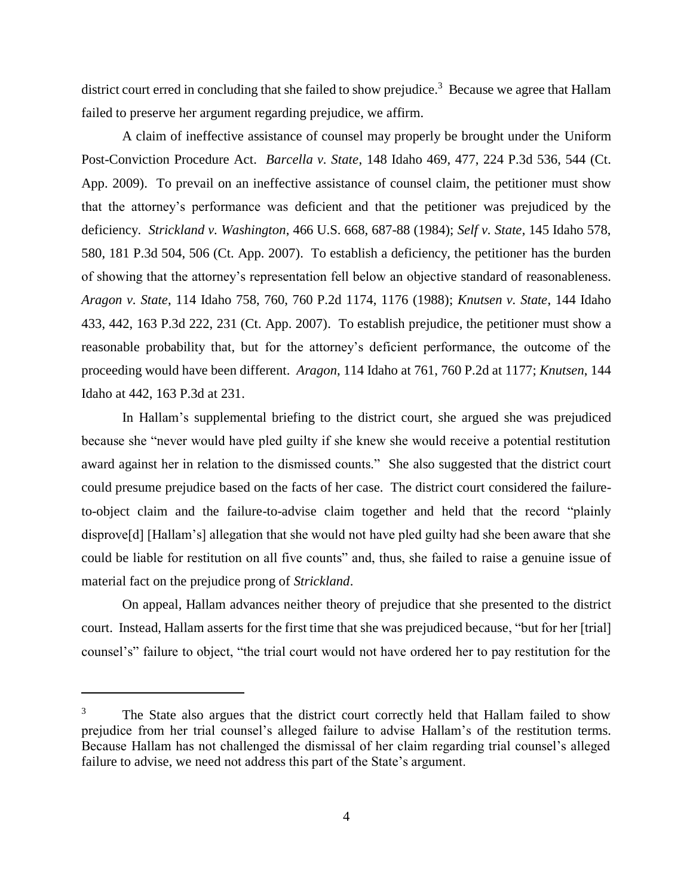district court erred in concluding that she failed to show prejudice.[3] Because we agree that Hallam failed to preserve her argument regarding prejudice, we affirm.

A claim of ineffective assistance of counsel may properly be brought under the Uniform Post-Conviction Procedure Act. *Barcella v. State*, 148 Idaho 469, 477, 224 P.3d 536, 544 (Ct. App. 2009). To prevail on an ineffective assistance of counsel claim, the petitioner must show that the attorney's performance was deficient and that the petitioner was prejudiced by the deficiency. *Strickland v. Washington*, 466 U.S. 668, 687-88 (1984); *Self v. State*, 145 Idaho 578, 580, 181 P.3d 504, 506 (Ct. App. 2007). To establish a deficiency, the petitioner has the burden of showing that the attorney's representation fell below an objective standard of reasonableness. *Aragon v. State*, 114 Idaho 758, 760, 760 P.2d 1174, 1176 (1988); *Knutsen v. State*, 144 Idaho 433, 442, 163 P.3d 222, 231 (Ct. App. 2007). To establish prejudice, the petitioner must show a reasonable probability that, but for the attorney's deficient performance, the outcome of the proceeding would have been different. *Aragon*, 114 Idaho at 761, 760 P.2d at 1177; *Knutsen*, 144 Idaho at 442, 163 P.3d at 231.

In Hallam's supplemental briefing to the district court, she argued she was prejudiced because she "never would have pled guilty if she knew she would receive a potential restitution award against her in relation to the dismissed counts." She also suggested that the district court could presume prejudice based on the facts of her case. The district court considered the failure-to-object claim and the failure-to-advise claim together and held that the record "plainly disprove[d] [Hallam's] allegation that she would not have pled guilty had she been aware that she could be liable for restitution on all five counts" and, thus, she failed to raise a genuine issue of material fact on the prejudice prong of *Strickland*.

On appeal, Hallam advances neither theory of prejudice that she presented to the district court. Instead, Hallam asserts for the first time that she was prejudiced because, "but for her [trial] counsel's" failure to object, "the trial court would not have ordered her to pay restitution for the

---

[3] The State also argues that the district court correctly held that Hallam failed to show prejudice from her trial counsel's alleged failure to advise Hallam's of the restitution terms. Because Hallam has not challenged the dismissal of her claim regarding trial counsel's alleged failure to advise, we need not address this part of the State's argument.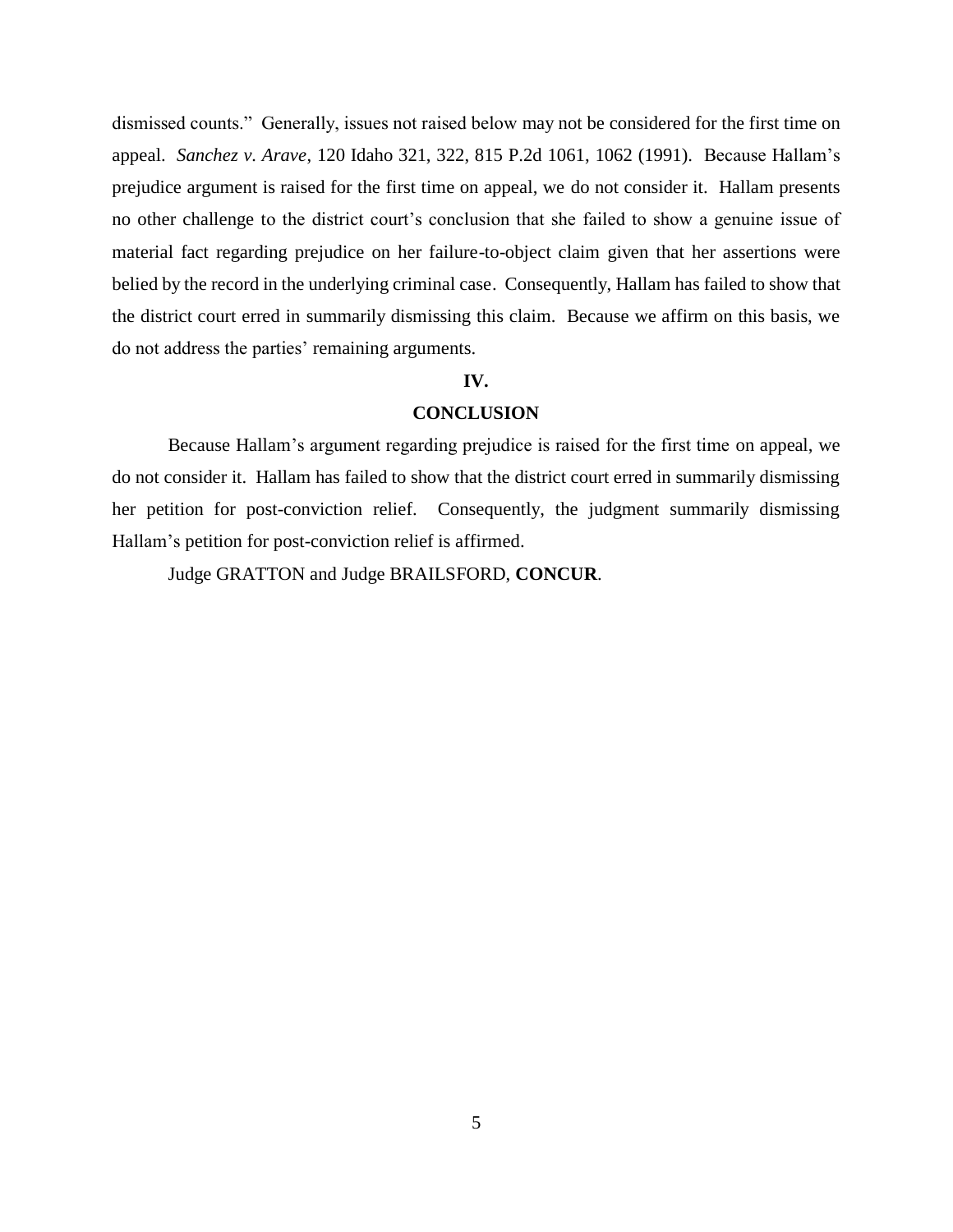dismissed counts." Generally, issues not raised below may not be considered for the first time on appeal. *Sanchez v. Arave*, 120 Idaho 321, 322, 815 P.2d 1061, 1062 (1991). Because Hallam's prejudice argument is raised for the first time on appeal, we do not consider it. Hallam presents no other challenge to the district court's conclusion that she failed to show a genuine issue of material fact regarding prejudice on her failure-to-object claim given that her assertions were belied by the record in the underlying criminal case. Consequently, Hallam has failed to show that the district court erred in summarily dismissing this claim. Because we affirm on this basis, we do not address the parties' remaining arguments.

## IV.

## CONCLUSION

Because Hallam's argument regarding prejudice is raised for the first time on appeal, we do not consider it. Hallam has failed to show that the district court erred in summarily dismissing her petition for post-conviction relief. Consequently, the judgment summarily dismissing Hallam's petition for post-conviction relief is affirmed.

Judge GRATTON and Judge BRAILSFORD, **CONCUR**.